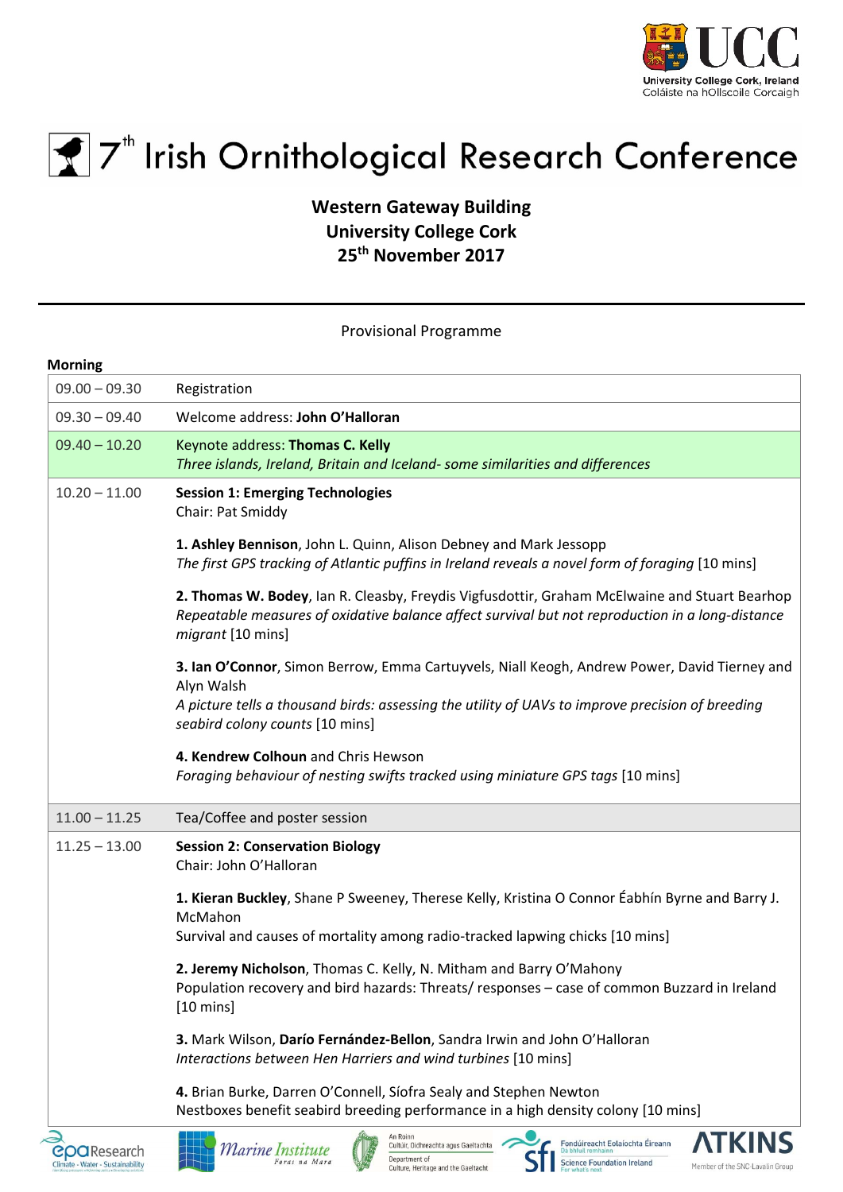# 7th Irish Ornithological Research Conference

**Western Gateway Building**
**University College Cork**
**25th November 2017**

---

Provisional Programme

**Morning**

| | |
|---|---|
| 09.00 – 09.30 | Registration |
| 09.30 – 09.40 | Welcome address: **John O'Halloran** |
| 09.40 – 10.20 | Keynote address: **Thomas C. Kelly**<br>*Three islands, Ireland, Britain and Iceland- some similarities and differences* |
| 10.20 – 11.00 | **Session 1: Emerging Technologies**<br>Chair: Pat Smiddy<br><br>**1. Ashley Bennison**, John L. Quinn, Alison Debney and Mark Jessopp<br>*The first GPS tracking of Atlantic puffins in Ireland reveals a novel form of foraging* [10 mins]<br><br>**2. Thomas W. Bodey**, Ian R. Cleasby, Freydis Vigfusdottir, Graham McElwaine and Stuart Bearhop<br>*Repeatable measures of oxidative balance affect survival but not reproduction in a long-distance migrant* [10 mins]<br><br>**3. Ian O'Connor**, Simon Berrow, Emma Cartuyvels, Niall Keogh, Andrew Power, David Tierney and Alyn Walsh<br>*A picture tells a thousand birds: assessing the utility of UAVs to improve precision of breeding seabird colony counts* [10 mins]<br><br>**4. Kendrew Colhoun** and Chris Hewson<br>*Foraging behaviour of nesting swifts tracked using miniature GPS tags* [10 mins] |
| 11.00 – 11.25 | Tea/Coffee and poster session |
| 11.25 – 13.00 | **Session 2: Conservation Biology**<br>Chair: John O'Halloran<br><br>**1. Kieran Buckley**, Shane P Sweeney, Therese Kelly, Kristina O Connor Éabhín Byrne and Barry J. McMahon<br>Survival and causes of mortality among radio-tracked lapwing chicks [10 mins]<br><br>**2. Jeremy Nicholson**, Thomas C. Kelly, N. Mitham and Barry O'Mahony<br>Population recovery and bird hazards: Threats/ responses – case of common Buzzard in Ireland [10 mins]<br><br>**3.** Mark Wilson, **Darío Fernández-Bellon**, Sandra Irwin and John O'Halloran<br>*Interactions between Hen Harriers and wind turbines* [10 mins]<br><br>**4.** Brian Burke, Darren O'Connell, Síofra Sealy and Stephen Newton<br>Nestboxes benefit seabird breeding performance in a high density colony [10 mins] |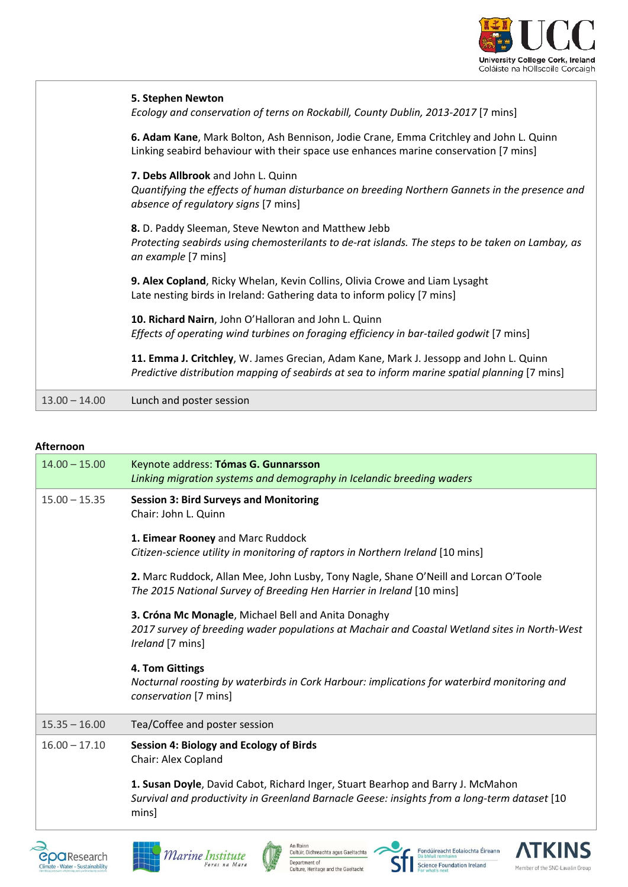| | |
|---|---|
| | **5. Stephen Newton**<br>*Ecology and conservation of terns on Rockabill, County Dublin, 2013-2017* [7 mins]<br><br>**6. Adam Kane**, Mark Bolton, Ash Bennison, Jodie Crane, Emma Critchley and John L. Quinn<br>Linking seabird behaviour with their space use enhances marine conservation [7 mins]<br><br>**7. Debs Allbrook** and John L. Quinn<br>*Quantifying the effects of human disturbance on breeding Northern Gannets in the presence and absence of regulatory signs* [7 mins]<br><br>**8.** D. Paddy Sleeman, Steve Newton and Matthew Jebb<br>*Protecting seabirds using chemosterilants to de-rat islands. The steps to be taken on Lambay, as an example* [7 mins]<br><br>**9. Alex Copland**, Ricky Whelan, Kevin Collins, Olivia Crowe and Liam Lysaght<br>Late nesting birds in Ireland: Gathering data to inform policy [7 mins]<br><br>**10. Richard Nairn**, John O'Halloran and John L. Quinn<br>*Effects of operating wind turbines on foraging efficiency in bar-tailed godwit* [7 mins]<br><br>**11. Emma J. Critchley**, W. James Grecian, Adam Kane, Mark J. Jessopp and John L. Quinn<br>*Predictive distribution mapping of seabirds at sea to inform marine spatial planning* [7 mins] |
| 13.00 – 14.00 | Lunch and poster session |

**Afternoon**

| | |
|---|---|
| 14.00 – 15.00 | Keynote address: **Tómas G. Gunnarsson**<br>*Linking migration systems and demography in Icelandic breeding waders* |
| 15.00 – 15.35 | **Session 3: Bird Surveys and Monitoring**<br>Chair: John L. Quinn<br><br>**1. Eimear Rooney** and Marc Ruddock<br>*Citizen-science utility in monitoring of raptors in Northern Ireland* [10 mins]<br><br>**2.** Marc Ruddock, Allan Mee, John Lusby, Tony Nagle, Shane O'Neill and Lorcan O'Toole<br>*The 2015 National Survey of Breeding Hen Harrier in Ireland* [10 mins]<br><br>**3. Cróna Mc Monagle**, Michael Bell and Anita Donaghy<br>*2017 survey of breeding wader populations at Machair and Coastal Wetland sites in North-West Ireland* [7 mins]<br><br>**4. Tom Gittings**<br>*Nocturnal roosting by waterbirds in Cork Harbour: implications for waterbird monitoring and conservation* [7 mins] |
| 15.35 – 16.00 | Tea/Coffee and poster session |
| 16.00 – 17.10 | **Session 4: Biology and Ecology of Birds**<br>Chair: Alex Copland<br><br>**1. Susan Doyle**, David Cabot, Richard Inger, Stuart Bearhop and Barry J. McMahon<br>*Survival and productivity in Greenland Barnacle Geese: insights from a long-term dataset* [10 mins] |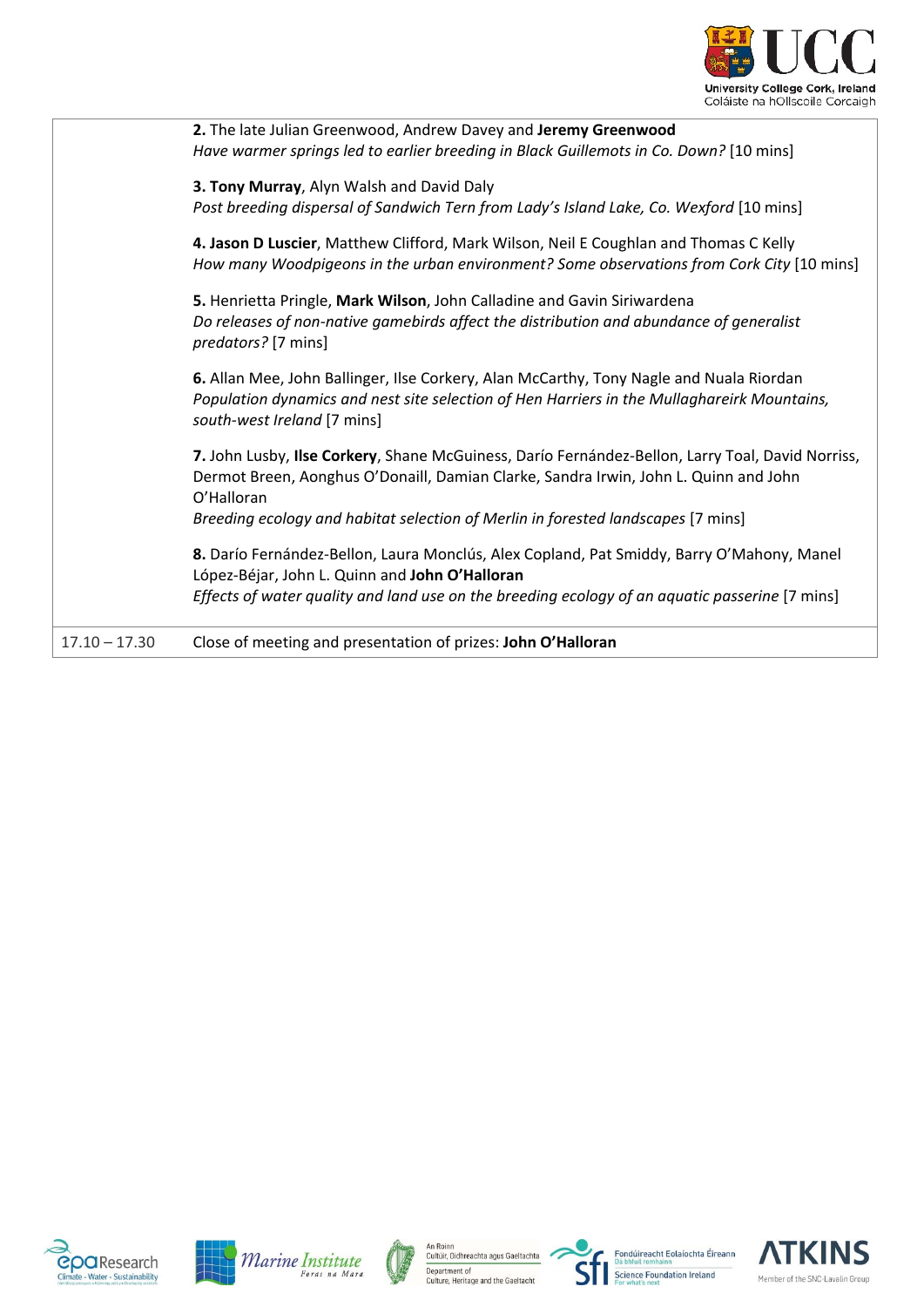| | |
|---|---|
| | **2.** The late Julian Greenwood, Andrew Davey and **Jeremy Greenwood**<br>*Have warmer springs led to earlier breeding in Black Guillemots in Co. Down?* [10 mins]<br><br>**3. Tony Murray**, Alyn Walsh and David Daly<br>*Post breeding dispersal of Sandwich Tern from Lady's Island Lake, Co. Wexford* [10 mins]<br><br>**4. Jason D Luscier**, Matthew Clifford, Mark Wilson, Neil E Coughlan and Thomas C Kelly<br>*How many Woodpigeons in the urban environment? Some observations from Cork City* [10 mins]<br><br>**5.** Henrietta Pringle, **Mark Wilson**, John Calladine and Gavin Siriwardena<br>*Do releases of non-native gamebirds affect the distribution and abundance of generalist predators?* [7 mins]<br><br>**6.** Allan Mee, John Ballinger, Ilse Corkery, Alan McCarthy, Tony Nagle and Nuala Riordan<br>*Population dynamics and nest site selection of Hen Harriers in the Mullaghareirk Mountains, south-west Ireland* [7 mins]<br><br>**7.** John Lusby, **Ilse Corkery**, Shane McGuiness, Darío Fernández-Bellon, Larry Toal, David Norriss, Dermot Breen, Aonghus O'Donaill, Damian Clarke, Sandra Irwin, John L. Quinn and John O'Halloran<br>*Breeding ecology and habitat selection of Merlin in forested landscapes* [7 mins]<br><br>**8.** Darío Fernández-Bellon, Laura Monclús, Alex Copland, Pat Smiddy, Barry O'Mahony, Manel López-Béjar, John L. Quinn and **John O'Halloran**<br>*Effects of water quality and land use on the breeding ecology of an aquatic passerine* [7 mins] |
| 17.10 – 17.30 | Close of meeting and presentation of prizes: **John O'Halloran** |